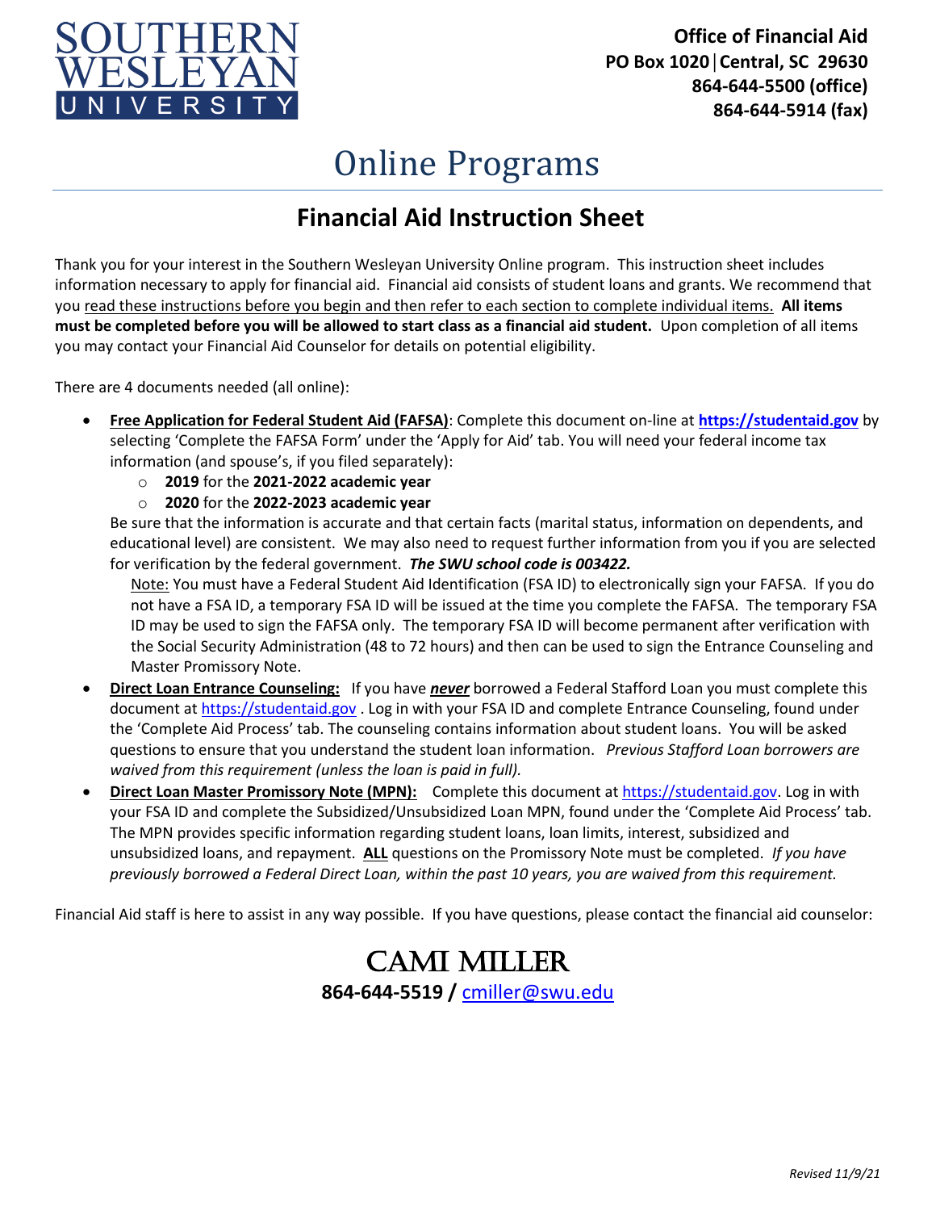# SOUTHERN WESLEYAN UNIVERSITY

**Office of Financial Aid**
**PO Box 1020 | Central, SC 29630**
**864-644-5500 (office)**
**864-644-5914 (fax)**

# Online Programs

## Financial Aid Instruction Sheet

Thank you for your interest in the Southern Wesleyan University Online program. This instruction sheet includes information necessary to apply for financial aid. Financial aid consists of student loans and grants. We recommend that you read these instructions before you begin and then refer to each section to complete individual items. **All items must be completed before you will be allowed to start class as a financial aid student.** Upon completion of all items you may contact your Financial Aid Counselor for details on potential eligibility.

There are 4 documents needed (all online):

- **Free Application for Federal Student Aid (FAFSA)**: Complete this document on-line at **https://studentaid.gov** by selecting 'Complete the FAFSA Form' under the 'Apply for Aid' tab. You will need your federal income tax information (and spouse's, if you filed separately):
  - **2019** for the **2021-2022 academic year**
  - **2020** for the **2022-2023 academic year**

  Be sure that the information is accurate and that certain facts (marital status, information on dependents, and educational level) are consistent. We may also need to request further information from you if you are selected for verification by the federal government. ***The SWU school code is 003422.***

  Note: You must have a Federal Student Aid Identification (FSA ID) to electronically sign your FAFSA. If you do not have a FSA ID, a temporary FSA ID will be issued at the time you complete the FAFSA. The temporary FSA ID may be used to sign the FAFSA only. The temporary FSA ID will become permanent after verification with the Social Security Administration (48 to 72 hours) and then can be used to sign the Entrance Counseling and Master Promissory Note.
- **Direct Loan Entrance Counseling:** If you have ***never*** borrowed a Federal Stafford Loan you must complete this document at https://studentaid.gov . Log in with your FSA ID and complete Entrance Counseling, found under the 'Complete Aid Process' tab. The counseling contains information about student loans. You will be asked questions to ensure that you understand the student loan information. *Previous Stafford Loan borrowers are waived from this requirement (unless the loan is paid in full).*
- **Direct Loan Master Promissory Note (MPN):** Complete this document at https://studentaid.gov. Log in with your FSA ID and complete the Subsidized/Unsubsidized Loan MPN, found under the 'Complete Aid Process' tab. The MPN provides specific information regarding student loans, loan limits, interest, subsidized and unsubsidized loans, and repayment. **ALL** questions on the Promissory Note must be completed. *If you have previously borrowed a Federal Direct Loan, within the past 10 years, you are waived from this requirement.*

Financial Aid staff is here to assist in any way possible. If you have questions, please contact the financial aid counselor:

**CAMI MILLER**
**864-644-5519 /** cmiller@swu.edu

*Revised 11/9/21*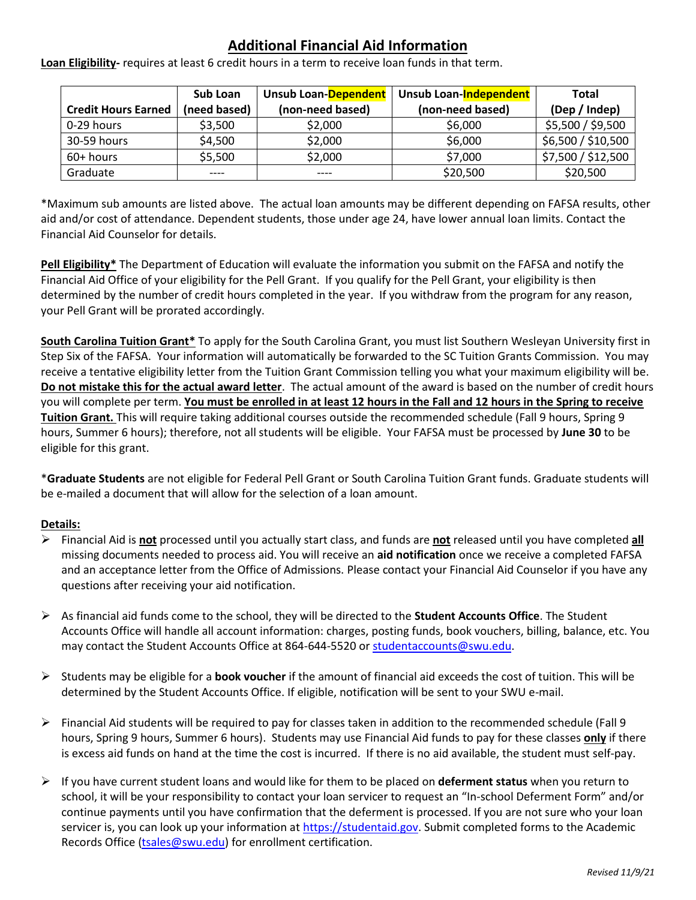## Additional Financial Aid Information

**Loan Eligibility-** requires at least 6 credit hours in a term to receive loan funds in that term.

| Credit Hours Earned | Sub Loan (need based) | Unsub Loan-Dependent (non-need based) | Unsub Loan-Independent (non-need based) | Total (Dep / Indep) |
|---|---|---|---|---|
| 0-29 hours | $3,500 | $2,000 | $6,000 | $5,500 / $9,500 |
| 30-59 hours | $4,500 | $2,000 | $6,000 | $6,500 / $10,500 |
| 60+ hours | $5,500 | $2,000 | $7,000 | $7,500 / $12,500 |
| Graduate | ---- | ---- | $20,500 | $20,500 |

*Maximum sub amounts are listed above. The actual loan amounts may be different depending on FAFSA results, other aid and/or cost of attendance. Dependent students, those under age 24, have lower annual loan limits. Contact the Financial Aid Counselor for details.

**Pell Eligibility*** The Department of Education will evaluate the information you submit on the FAFSA and notify the Financial Aid Office of your eligibility for the Pell Grant. If you qualify for the Pell Grant, your eligibility is then determined by the number of credit hours completed in the year. If you withdraw from the program for any reason, your Pell Grant will be prorated accordingly.

**South Carolina Tuition Grant*** To apply for the South Carolina Grant, you must list Southern Wesleyan University first in Step Six of the FAFSA. Your information will automatically be forwarded to the SC Tuition Grants Commission. You may receive a tentative eligibility letter from the Tuition Grant Commission telling you what your maximum eligibility will be. **Do not mistake this for the actual award letter**. The actual amount of the award is based on the number of credit hours you will complete per term. **You must be enrolled in at least 12 hours in the Fall and 12 hours in the Spring to receive Tuition Grant.** This will require taking additional courses outside the recommended schedule (Fall 9 hours, Spring 9 hours, Summer 6 hours); therefore, not all students will be eligible. Your FAFSA must be processed by **June 30** to be eligible for this grant.

***Graduate Students** are not eligible for Federal Pell Grant or South Carolina Tuition Grant funds. Graduate students will be e-mailed a document that will allow for the selection of a loan amount.

**Details:**

- Financial Aid is **not** processed until you actually start class, and funds are **not** released until you have completed **all** missing documents needed to process aid. You will receive an **aid notification** once we receive a completed FAFSA and an acceptance letter from the Office of Admissions. Please contact your Financial Aid Counselor if you have any questions after receiving your aid notification.
- As financial aid funds come to the school, they will be directed to the **Student Accounts Office**. The Student Accounts Office will handle all account information: charges, posting funds, book vouchers, billing, balance, etc. You may contact the Student Accounts Office at 864-644-5520 or studentaccounts@swu.edu.
- Students may be eligible for a **book voucher** if the amount of financial aid exceeds the cost of tuition. This will be determined by the Student Accounts Office. If eligible, notification will be sent to your SWU e-mail.
- Financial Aid students will be required to pay for classes taken in addition to the recommended schedule (Fall 9 hours, Spring 9 hours, Summer 6 hours). Students may use Financial Aid funds to pay for these classes **only** if there is excess aid funds on hand at the time the cost is incurred. If there is no aid available, the student must self-pay.
- If you have current student loans and would like for them to be placed on **deferment status** when you return to school, it will be your responsibility to contact your loan servicer to request an "In-school Deferment Form" and/or continue payments until you have confirmation that the deferment is processed. If you are not sure who your loan servicer is, you can look up your information at https://studentaid.gov. Submit completed forms to the Academic Records Office (tsales@swu.edu) for enrollment certification.

*Revised 11/9/21*